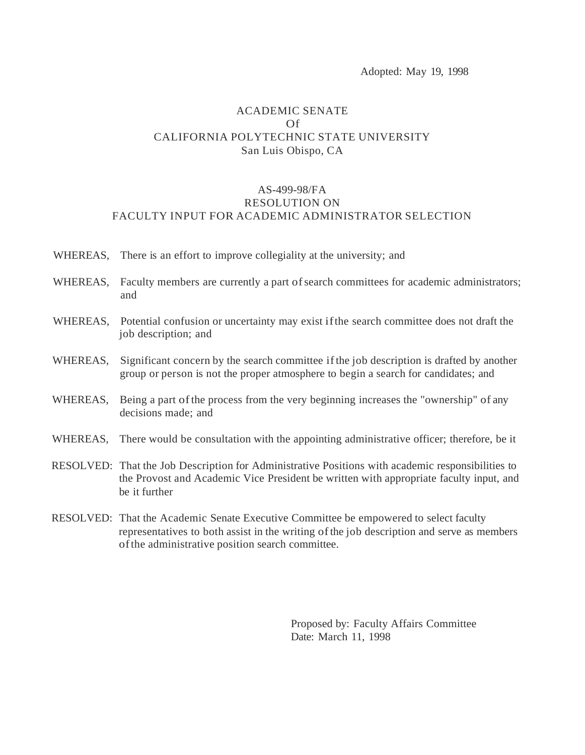Adopted: May 19, 1998

# ACADEMIC SENATE
# Of
# CALIFORNIA POLYTECHNIC STATE UNIVERSITY
# San Luis Obispo, CA

## AS-499-98/FA
## RESOLUTION ON
## FACULTY INPUT FOR ACADEMIC ADMINISTRATOR SELECTION

WHEREAS, There is an effort to improve collegiality at the university; and

WHEREAS, Faculty members are currently a part of search committees for academic administrators; and

WHEREAS, Potential confusion or uncertainty may exist if the search committee does not draft the job description; and

WHEREAS, Significant concern by the search committee if the job description is drafted by another group or person is not the proper atmosphere to begin a search for candidates; and

WHEREAS, Being a part of the process from the very beginning increases the "ownership" of any decisions made; and

WHEREAS, There would be consultation with the appointing administrative officer; therefore, be it

RESOLVED: That the Job Description for Administrative Positions with academic responsibilities to the Provost and Academic Vice President be written with appropriate faculty input, and be it further

RESOLVED: That the Academic Senate Executive Committee be empowered to select faculty representatives to both assist in the writing of the job description and serve as members of the administrative position search committee.

Proposed by: Faculty Affairs Committee
Date: March 11, 1998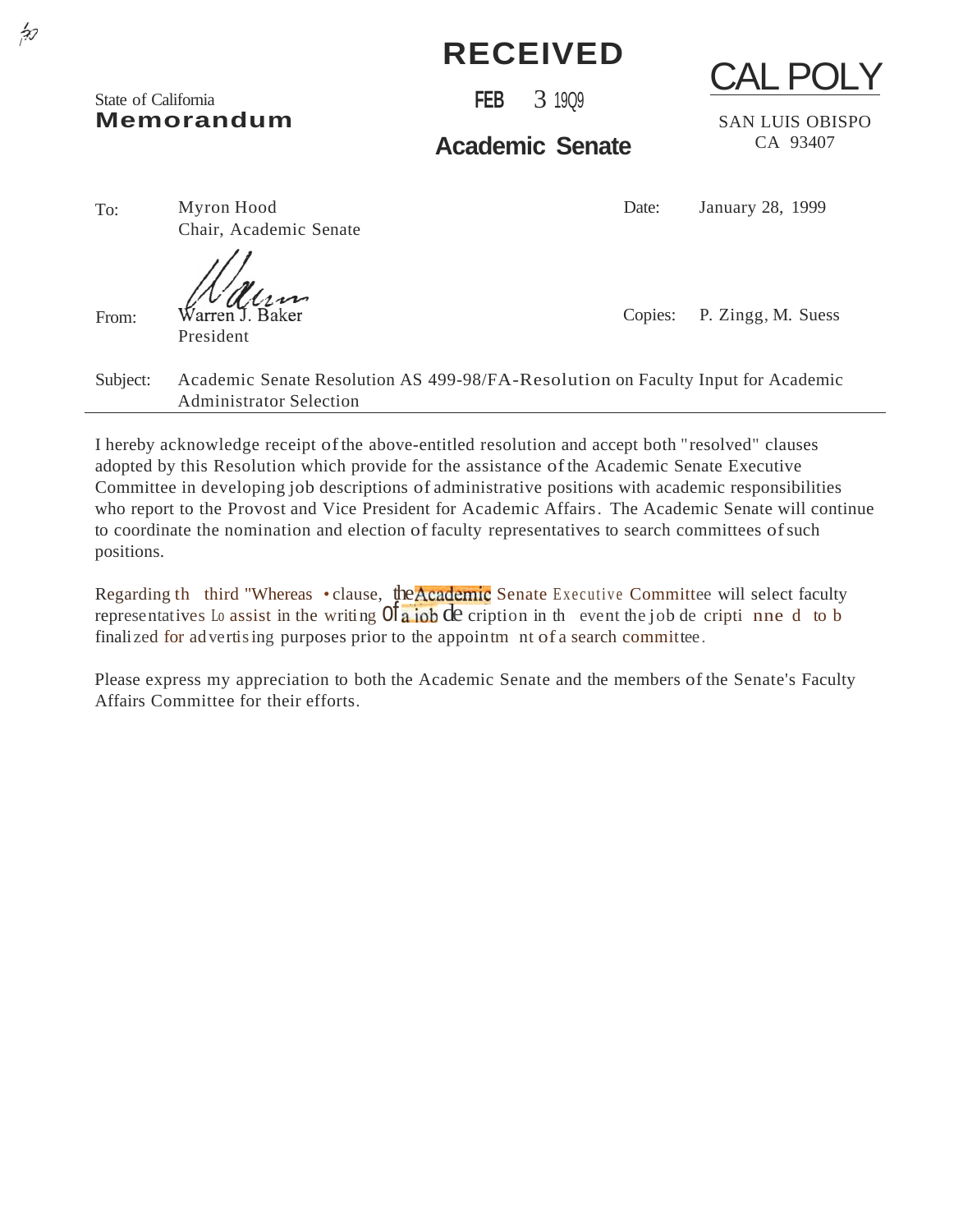**RECEIVED**

FEB 3 1999

**Academic Senate**

State of California
**Memorandum**

CAL POLY

SAN LUIS OBISPO
CA 93407

To: Myron Hood
Chair, Academic Senate

Date: January 28, 1999

From: Warren J. Baker
President

Copies: P. Zingg, M. Suess

Subject: Academic Senate Resolution AS 499-98/FA-Resolution on Faculty Input for Academic Administrator Selection

---

I hereby acknowledge receipt of the above-entitled resolution and accept both "resolved" clauses adopted by this Resolution which provide for the assistance of the Academic Senate Executive Committee in developing job descriptions of administrative positions with academic responsibilities who report to the Provost and Vice President for Academic Affairs. The Academic Senate will continue to coordinate the nomination and election of faculty representatives to search committees of such positions.

Regarding the third "Whereas" clause, the Academic Senate Executive Committee will select faculty representatives to assist in the writing of a job description in the event the job description needs to be finalized for advertising purposes prior to the appointment of a search committee.

Please express my appreciation to both the Academic Senate and the members of the Senate's Faculty Affairs Committee for their efforts.